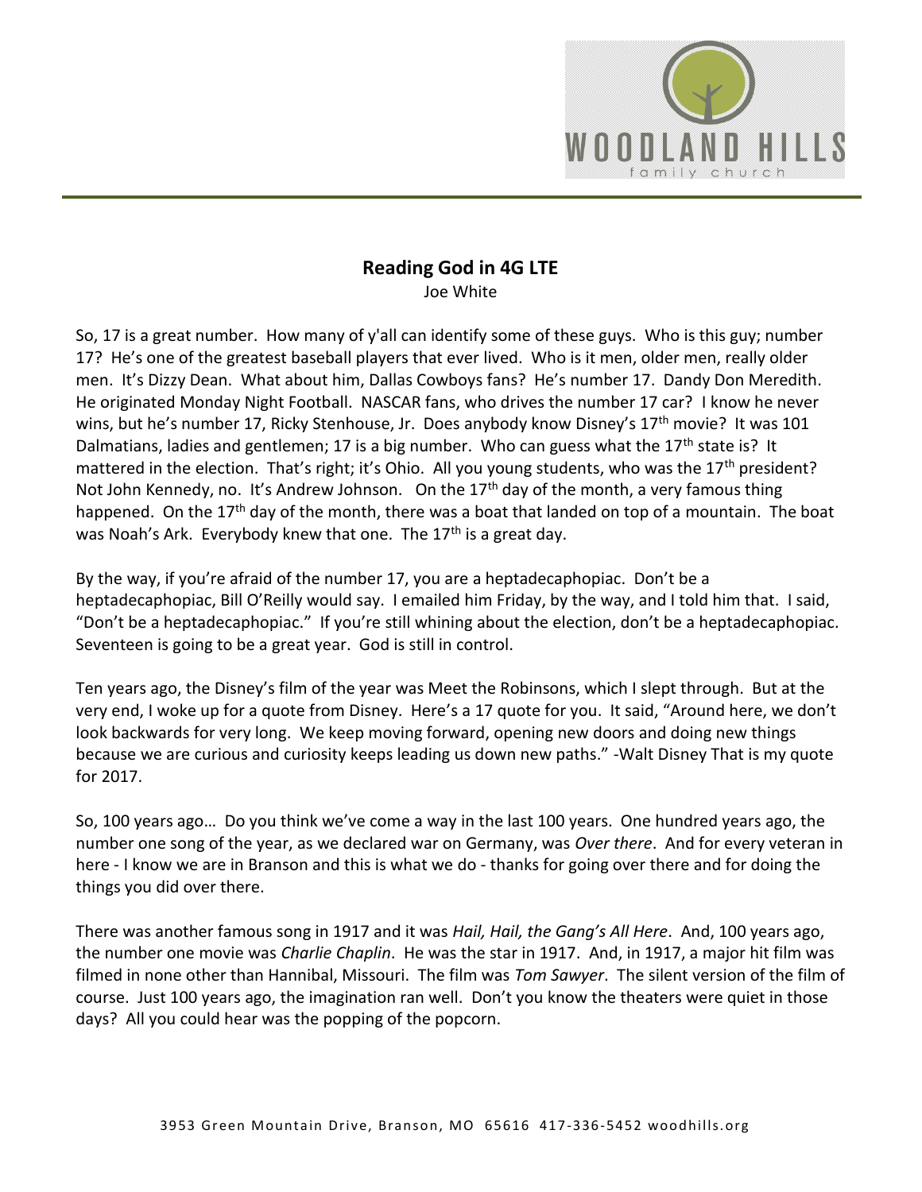**Reading God in 4G LTE**

Joe White

So, 17 is a great number. How many of y'all can identify some of these guys. Who is this guy; number 17? He's one of the greatest baseball players that ever lived. Who is it men, older men, really older men. It's Dizzy Dean. What about him, Dallas Cowboys fans? He's number 17. Dandy Don Meredith. He originated Monday Night Football. NASCAR fans, who drives the number 17 car? I know he never wins, but he's number 17, Ricky Stenhouse, Jr. Does anybody know Disney's 17th movie? It was 101 Dalmatians, ladies and gentlemen; 17 is a big number. Who can guess what the 17th state is? It mattered in the election. That's right; it's Ohio. All you young students, who was the 17th president? Not John Kennedy, no. It's Andrew Johnson. On the 17th day of the month, a very famous thing happened. On the 17th day of the month, there was a boat that landed on top of a mountain. The boat was Noah's Ark. Everybody knew that one. The 17th is a great day.

By the way, if you're afraid of the number 17, you are a heptadecaphopiac. Don't be a heptadecaphopiac, Bill O'Reilly would say. I emailed him Friday, by the way, and I told him that. I said, "Don't be a heptadecaphopiac." If you're still whining about the election, don't be a heptadecaphopiac. Seventeen is going to be a great year. God is still in control.

Ten years ago, the Disney's film of the year was Meet the Robinsons, which I slept through. But at the very end, I woke up for a quote from Disney. Here's a 17 quote for you. It said, "Around here, we don't look backwards for very long. We keep moving forward, opening new doors and doing new things because we are curious and curiosity keeps leading us down new paths." -Walt Disney That is my quote for 2017.

So, 100 years ago… Do you think we've come a way in the last 100 years. One hundred years ago, the number one song of the year, as we declared war on Germany, was *Over there*. And for every veteran in here - I know we are in Branson and this is what we do - thanks for going over there and for doing the things you did over there.

There was another famous song in 1917 and it was *Hail, Hail, the Gang's All Here*. And, 100 years ago, the number one movie was *Charlie Chaplin*. He was the star in 1917. And, in 1917, a major hit film was filmed in none other than Hannibal, Missouri. The film was *Tom Sawyer*. The silent version of the film of course. Just 100 years ago, the imagination ran well. Don't you know the theaters were quiet in those days? All you could hear was the popping of the popcorn.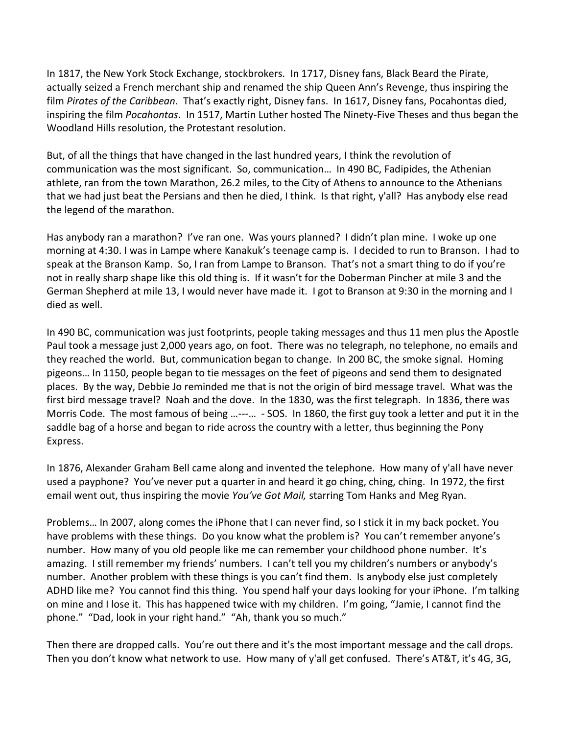In 1817, the New York Stock Exchange, stockbrokers. In 1717, Disney fans, Black Beard the Pirate, actually seized a French merchant ship and renamed the ship Queen Ann's Revenge, thus inspiring the film *Pirates of the Caribbean*. That's exactly right, Disney fans. In 1617, Disney fans, Pocahontas died, inspiring the film *Pocahontas*. In 1517, Martin Luther hosted The Ninety-Five Theses and thus began the Woodland Hills resolution, the Protestant resolution.

But, of all the things that have changed in the last hundred years, I think the revolution of communication was the most significant. So, communication… In 490 BC, Fadipides, the Athenian athlete, ran from the town Marathon, 26.2 miles, to the City of Athens to announce to the Athenians that we had just beat the Persians and then he died, I think. Is that right, y'all? Has anybody else read the legend of the marathon.

Has anybody ran a marathon? I've ran one. Was yours planned? I didn't plan mine. I woke up one morning at 4:30. I was in Lampe where Kanakuk's teenage camp is. I decided to run to Branson. I had to speak at the Branson Kamp. So, I ran from Lampe to Branson. That's not a smart thing to do if you're not in really sharp shape like this old thing is. If it wasn't for the Doberman Pincher at mile 3 and the German Shepherd at mile 13, I would never have made it. I got to Branson at 9:30 in the morning and I died as well.

In 490 BC, communication was just footprints, people taking messages and thus 11 men plus the Apostle Paul took a message just 2,000 years ago, on foot. There was no telegraph, no telephone, no emails and they reached the world. But, communication began to change. In 200 BC, the smoke signal. Homing pigeons… In 1150, people began to tie messages on the feet of pigeons and send them to designated places. By the way, Debbie Jo reminded me that is not the origin of bird message travel. What was the first bird message travel? Noah and the dove. In the 1830, was the first telegraph. In 1836, there was Morris Code. The most famous of being …---… - SOS. In 1860, the first guy took a letter and put it in the saddle bag of a horse and began to ride across the country with a letter, thus beginning the Pony Express.

In 1876, Alexander Graham Bell came along and invented the telephone. How many of y'all have never used a payphone? You've never put a quarter in and heard it go ching, ching, ching. In 1972, the first email went out, thus inspiring the movie *You've Got Mail,* starring Tom Hanks and Meg Ryan.

Problems… In 2007, along comes the iPhone that I can never find, so I stick it in my back pocket. You have problems with these things. Do you know what the problem is? You can't remember anyone's number. How many of you old people like me can remember your childhood phone number. It's amazing. I still remember my friends' numbers. I can't tell you my children's numbers or anybody's number. Another problem with these things is you can't find them. Is anybody else just completely ADHD like me? You cannot find this thing. You spend half your days looking for your iPhone. I'm talking on mine and I lose it. This has happened twice with my children. I'm going, "Jamie, I cannot find the phone." "Dad, look in your right hand." "Ah, thank you so much."

Then there are dropped calls. You're out there and it's the most important message and the call drops. Then you don't know what network to use. How many of y'all get confused. There's AT&T, it's 4G, 3G,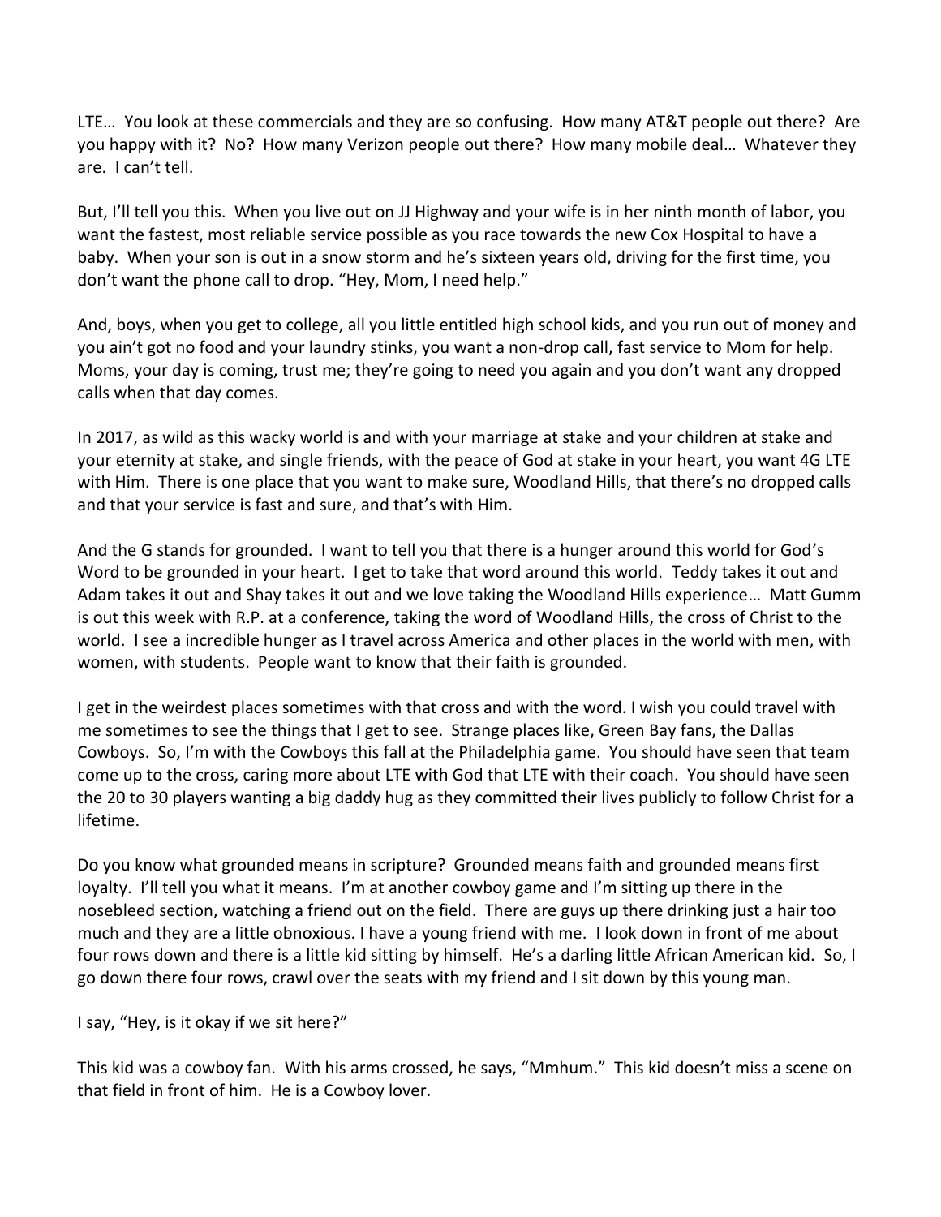LTE… You look at these commercials and they are so confusing. How many AT&T people out there? Are you happy with it? No? How many Verizon people out there? How many mobile deal… Whatever they are. I can't tell.

But, I'll tell you this. When you live out on JJ Highway and your wife is in her ninth month of labor, you want the fastest, most reliable service possible as you race towards the new Cox Hospital to have a baby. When your son is out in a snow storm and he's sixteen years old, driving for the first time, you don't want the phone call to drop. "Hey, Mom, I need help."

And, boys, when you get to college, all you little entitled high school kids, and you run out of money and you ain't got no food and your laundry stinks, you want a non-drop call, fast service to Mom for help. Moms, your day is coming, trust me; they're going to need you again and you don't want any dropped calls when that day comes.

In 2017, as wild as this wacky world is and with your marriage at stake and your children at stake and your eternity at stake, and single friends, with the peace of God at stake in your heart, you want 4G LTE with Him. There is one place that you want to make sure, Woodland Hills, that there's no dropped calls and that your service is fast and sure, and that's with Him.

And the G stands for grounded. I want to tell you that there is a hunger around this world for God's Word to be grounded in your heart. I get to take that word around this world. Teddy takes it out and Adam takes it out and Shay takes it out and we love taking the Woodland Hills experience… Matt Gumm is out this week with R.P. at a conference, taking the word of Woodland Hills, the cross of Christ to the world. I see a incredible hunger as I travel across America and other places in the world with men, with women, with students. People want to know that their faith is grounded.

I get in the weirdest places sometimes with that cross and with the word. I wish you could travel with me sometimes to see the things that I get to see. Strange places like, Green Bay fans, the Dallas Cowboys. So, I'm with the Cowboys this fall at the Philadelphia game. You should have seen that team come up to the cross, caring more about LTE with God that LTE with their coach. You should have seen the 20 to 30 players wanting a big daddy hug as they committed their lives publicly to follow Christ for a lifetime.

Do you know what grounded means in scripture? Grounded means faith and grounded means first loyalty. I'll tell you what it means. I'm at another cowboy game and I'm sitting up there in the nosebleed section, watching a friend out on the field. There are guys up there drinking just a hair too much and they are a little obnoxious. I have a young friend with me. I look down in front of me about four rows down and there is a little kid sitting by himself. He's a darling little African American kid. So, I go down there four rows, crawl over the seats with my friend and I sit down by this young man.

I say, "Hey, is it okay if we sit here?"

This kid was a cowboy fan. With his arms crossed, he says, "Mmhum." This kid doesn't miss a scene on that field in front of him. He is a Cowboy lover.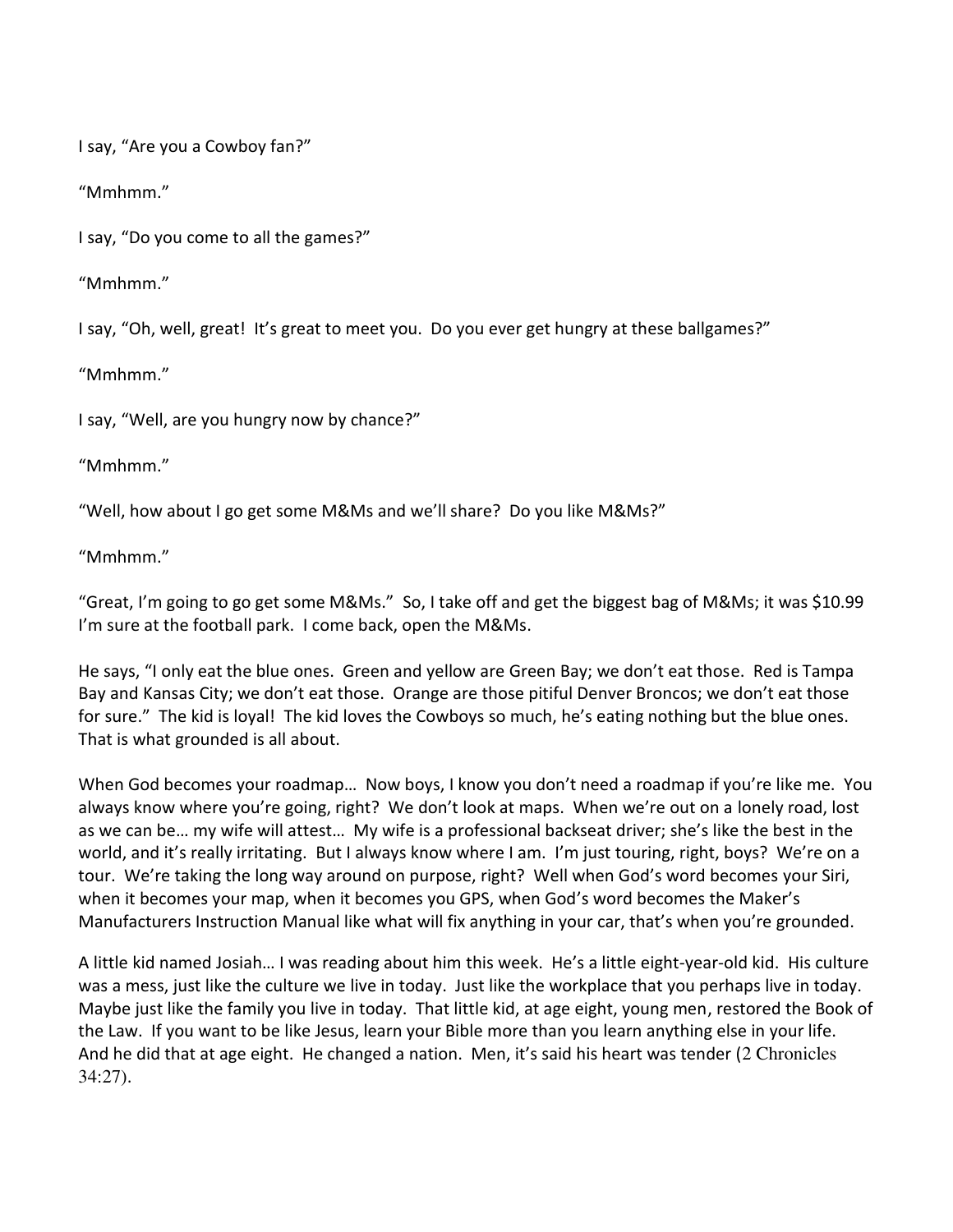I say, “Are you a Cowboy fan?”

“Mmhmm.”

I say, “Do you come to all the games?”

“Mmhmm.”

I say, “Oh, well, great! It’s great to meet you. Do you ever get hungry at these ballgames?”

“Mmhmm.”

I say, “Well, are you hungry now by chance?”

“Mmhmm.”

“Well, how about I go get some M&Ms and we’ll share? Do you like M&Ms?”

“Mmhmm.”

“Great, I’m going to go get some M&Ms.” So, I take off and get the biggest bag of M&Ms; it was $10.99 I’m sure at the football park. I come back, open the M&Ms.

He says, “I only eat the blue ones. Green and yellow are Green Bay; we don’t eat those. Red is Tampa Bay and Kansas City; we don’t eat those. Orange are those pitiful Denver Broncos; we don’t eat those for sure.” The kid is loyal! The kid loves the Cowboys so much, he’s eating nothing but the blue ones. That is what grounded is all about.

When God becomes your roadmap… Now boys, I know you don’t need a roadmap if you’re like me. You always know where you’re going, right? We don’t look at maps. When we’re out on a lonely road, lost as we can be… my wife will attest… My wife is a professional backseat driver; she’s like the best in the world, and it’s really irritating. But I always know where I am. I’m just touring, right, boys? We’re on a tour. We’re taking the long way around on purpose, right? Well when God’s word becomes your Siri, when it becomes your map, when it becomes you GPS, when God’s word becomes the Maker’s Manufacturers Instruction Manual like what will fix anything in your car, that’s when you’re grounded.

A little kid named Josiah… I was reading about him this week. He’s a little eight-year-old kid. His culture was a mess, just like the culture we live in today. Just like the workplace that you perhaps live in today. Maybe just like the family you live in today. That little kid, at age eight, young men, restored the Book of the Law. If you want to be like Jesus, learn your Bible more than you learn anything else in your life. And he did that at age eight. He changed a nation. Men, it’s said his heart was tender (2 Chronicles 34:27).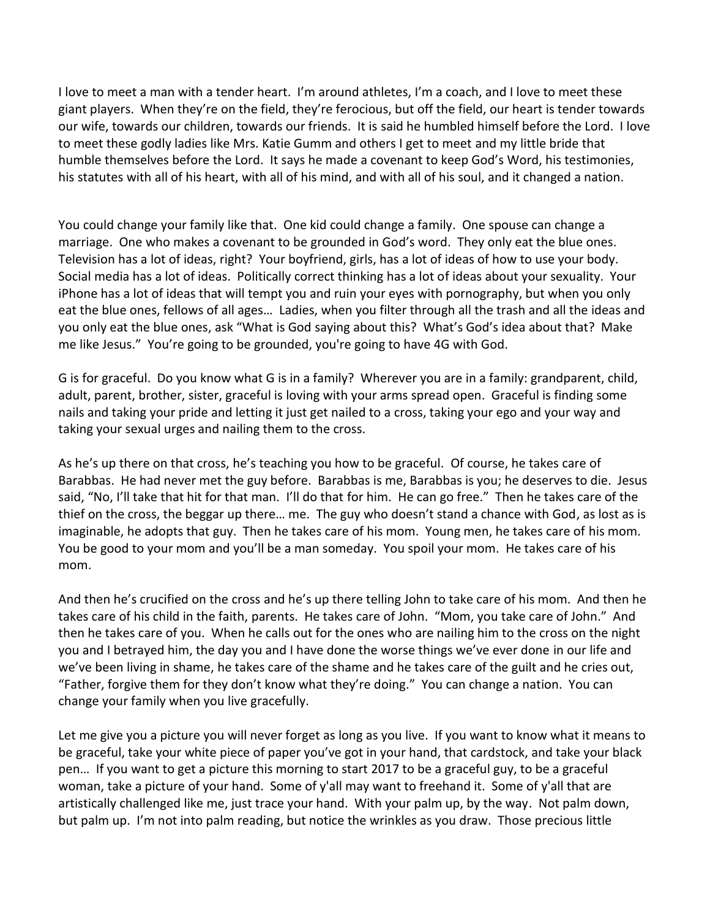I love to meet a man with a tender heart. I'm around athletes, I'm a coach, and I love to meet these giant players. When they're on the field, they're ferocious, but off the field, our heart is tender towards our wife, towards our children, towards our friends. It is said he humbled himself before the Lord. I love to meet these godly ladies like Mrs. Katie Gumm and others I get to meet and my little bride that humble themselves before the Lord. It says he made a covenant to keep God's Word, his testimonies, his statutes with all of his heart, with all of his mind, and with all of his soul, and it changed a nation.

You could change your family like that. One kid could change a family. One spouse can change a marriage. One who makes a covenant to be grounded in God's word. They only eat the blue ones. Television has a lot of ideas, right? Your boyfriend, girls, has a lot of ideas of how to use your body. Social media has a lot of ideas. Politically correct thinking has a lot of ideas about your sexuality. Your iPhone has a lot of ideas that will tempt you and ruin your eyes with pornography, but when you only eat the blue ones, fellows of all ages… Ladies, when you filter through all the trash and all the ideas and you only eat the blue ones, ask "What is God saying about this? What's God's idea about that? Make me like Jesus." You're going to be grounded, you're going to have 4G with God.

G is for graceful. Do you know what G is in a family? Wherever you are in a family: grandparent, child, adult, parent, brother, sister, graceful is loving with your arms spread open. Graceful is finding some nails and taking your pride and letting it just get nailed to a cross, taking your ego and your way and taking your sexual urges and nailing them to the cross.

As he's up there on that cross, he's teaching you how to be graceful. Of course, he takes care of Barabbas. He had never met the guy before. Barabbas is me, Barabbas is you; he deserves to die. Jesus said, "No, I'll take that hit for that man. I'll do that for him. He can go free." Then he takes care of the thief on the cross, the beggar up there… me. The guy who doesn't stand a chance with God, as lost as is imaginable, he adopts that guy. Then he takes care of his mom. Young men, he takes care of his mom. You be good to your mom and you'll be a man someday. You spoil your mom. He takes care of his mom.

And then he's crucified on the cross and he's up there telling John to take care of his mom. And then he takes care of his child in the faith, parents. He takes care of John. "Mom, you take care of John." And then he takes care of you. When he calls out for the ones who are nailing him to the cross on the night you and I betrayed him, the day you and I have done the worse things we've ever done in our life and we've been living in shame, he takes care of the shame and he takes care of the guilt and he cries out, "Father, forgive them for they don't know what they're doing." You can change a nation. You can change your family when you live gracefully.

Let me give you a picture you will never forget as long as you live. If you want to know what it means to be graceful, take your white piece of paper you've got in your hand, that cardstock, and take your black pen… If you want to get a picture this morning to start 2017 to be a graceful guy, to be a graceful woman, take a picture of your hand. Some of y'all may want to freehand it. Some of y'all that are artistically challenged like me, just trace your hand. With your palm up, by the way. Not palm down, but palm up. I'm not into palm reading, but notice the wrinkles as you draw. Those precious little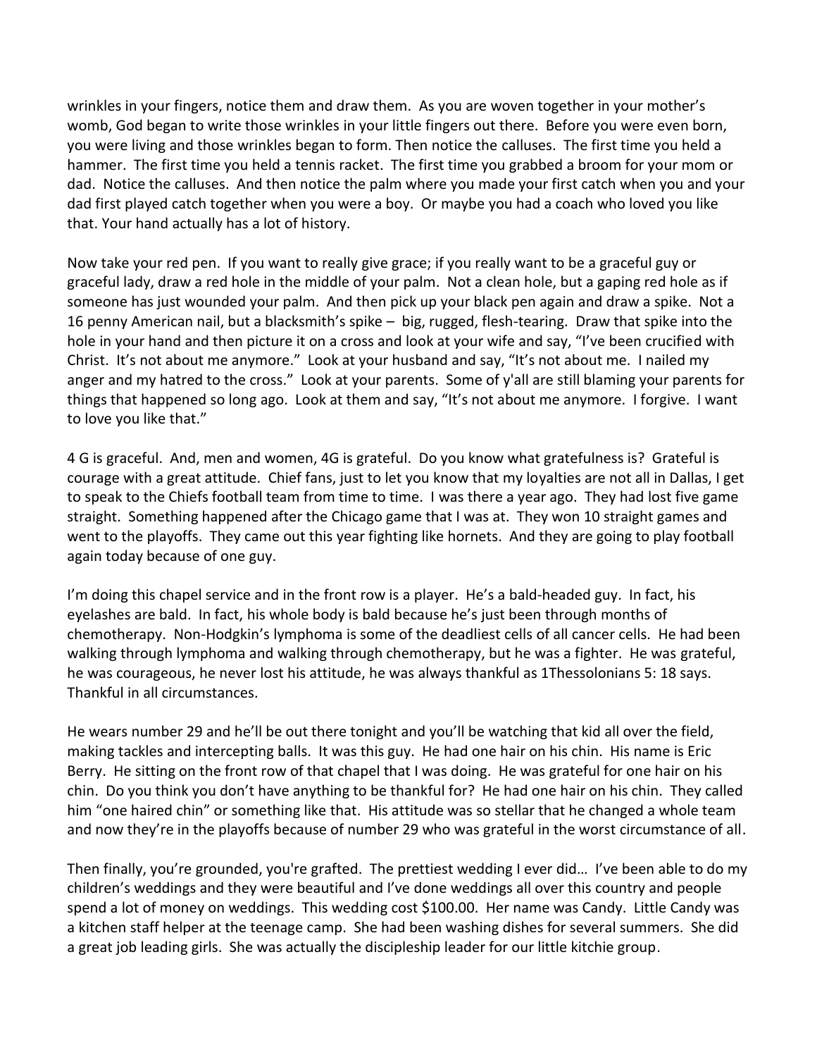wrinkles in your fingers, notice them and draw them. As you are woven together in your mother's womb, God began to write those wrinkles in your little fingers out there. Before you were even born, you were living and those wrinkles began to form. Then notice the calluses. The first time you held a hammer. The first time you held a tennis racket. The first time you grabbed a broom for your mom or dad. Notice the calluses. And then notice the palm where you made your first catch when you and your dad first played catch together when you were a boy. Or maybe you had a coach who loved you like that. Your hand actually has a lot of history.

Now take your red pen. If you want to really give grace; if you really want to be a graceful guy or graceful lady, draw a red hole in the middle of your palm. Not a clean hole, but a gaping red hole as if someone has just wounded your palm. And then pick up your black pen again and draw a spike. Not a 16 penny American nail, but a blacksmith's spike – big, rugged, flesh-tearing. Draw that spike into the hole in your hand and then picture it on a cross and look at your wife and say, "I've been crucified with Christ. It's not about me anymore." Look at your husband and say, "It's not about me. I nailed my anger and my hatred to the cross." Look at your parents. Some of y'all are still blaming your parents for things that happened so long ago. Look at them and say, "It's not about me anymore. I forgive. I want to love you like that."

4 G is graceful. And, men and women, 4G is grateful. Do you know what gratefulness is? Grateful is courage with a great attitude. Chief fans, just to let you know that my loyalties are not all in Dallas, I get to speak to the Chiefs football team from time to time. I was there a year ago. They had lost five game straight. Something happened after the Chicago game that I was at. They won 10 straight games and went to the playoffs. They came out this year fighting like hornets. And they are going to play football again today because of one guy.

I'm doing this chapel service and in the front row is a player. He's a bald-headed guy. In fact, his eyelashes are bald. In fact, his whole body is bald because he's just been through months of chemotherapy. Non-Hodgkin's lymphoma is some of the deadliest cells of all cancer cells. He had been walking through lymphoma and walking through chemotherapy, but he was a fighter. He was grateful, he was courageous, he never lost his attitude, he was always thankful as 1Thessolonians 5: 18 says. Thankful in all circumstances.

He wears number 29 and he'll be out there tonight and you'll be watching that kid all over the field, making tackles and intercepting balls. It was this guy. He had one hair on his chin. His name is Eric Berry. He sitting on the front row of that chapel that I was doing. He was grateful for one hair on his chin. Do you think you don't have anything to be thankful for? He had one hair on his chin. They called him "one haired chin" or something like that. His attitude was so stellar that he changed a whole team and now they're in the playoffs because of number 29 who was grateful in the worst circumstance of all.

Then finally, you're grounded, you're grafted. The prettiest wedding I ever did… I've been able to do my children's weddings and they were beautiful and I've done weddings all over this country and people spend a lot of money on weddings. This wedding cost $100.00. Her name was Candy. Little Candy was a kitchen staff helper at the teenage camp. She had been washing dishes for several summers. She did a great job leading girls. She was actually the discipleship leader for our little kitchie group.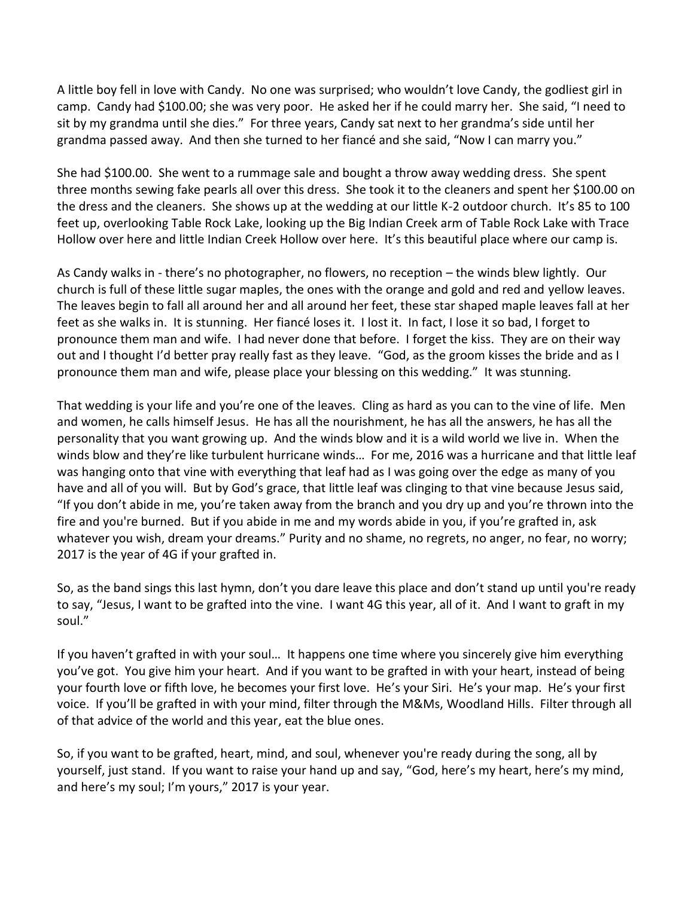A little boy fell in love with Candy. No one was surprised; who wouldn't love Candy, the godliest girl in camp. Candy had $100.00; she was very poor. He asked her if he could marry her. She said, "I need to sit by my grandma until she dies." For three years, Candy sat next to her grandma's side until her grandma passed away. And then she turned to her fiancé and she said, "Now I can marry you."

She had $100.00. She went to a rummage sale and bought a throw away wedding dress. She spent three months sewing fake pearls all over this dress. She took it to the cleaners and spent her $100.00 on the dress and the cleaners. She shows up at the wedding at our little K-2 outdoor church. It's 85 to 100 feet up, overlooking Table Rock Lake, looking up the Big Indian Creek arm of Table Rock Lake with Trace Hollow over here and little Indian Creek Hollow over here. It's this beautiful place where our camp is.

As Candy walks in - there's no photographer, no flowers, no reception – the winds blew lightly. Our church is full of these little sugar maples, the ones with the orange and gold and red and yellow leaves. The leaves begin to fall all around her and all around her feet, these star shaped maple leaves fall at her feet as she walks in. It is stunning. Her fiancé loses it. I lost it. In fact, I lose it so bad, I forget to pronounce them man and wife. I had never done that before. I forget the kiss. They are on their way out and I thought I'd better pray really fast as they leave. "God, as the groom kisses the bride and as I pronounce them man and wife, please place your blessing on this wedding." It was stunning.

That wedding is your life and you're one of the leaves. Cling as hard as you can to the vine of life. Men and women, he calls himself Jesus. He has all the nourishment, he has all the answers, he has all the personality that you want growing up. And the winds blow and it is a wild world we live in. When the winds blow and they're like turbulent hurricane winds… For me, 2016 was a hurricane and that little leaf was hanging onto that vine with everything that leaf had as I was going over the edge as many of you have and all of you will. But by God's grace, that little leaf was clinging to that vine because Jesus said, "If you don't abide in me, you're taken away from the branch and you dry up and you're thrown into the fire and you're burned. But if you abide in me and my words abide in you, if you're grafted in, ask whatever you wish, dream your dreams." Purity and no shame, no regrets, no anger, no fear, no worry; 2017 is the year of 4G if your grafted in.

So, as the band sings this last hymn, don't you dare leave this place and don't stand up until you're ready to say, "Jesus, I want to be grafted into the vine. I want 4G this year, all of it. And I want to graft in my soul."

If you haven't grafted in with your soul… It happens one time where you sincerely give him everything you've got. You give him your heart. And if you want to be grafted in with your heart, instead of being your fourth love or fifth love, he becomes your first love. He's your Siri. He's your map. He's your first voice. If you'll be grafted in with your mind, filter through the M&Ms, Woodland Hills. Filter through all of that advice of the world and this year, eat the blue ones.

So, if you want to be grafted, heart, mind, and soul, whenever you're ready during the song, all by yourself, just stand. If you want to raise your hand up and say, "God, here's my heart, here's my mind, and here's my soul; I'm yours," 2017 is your year.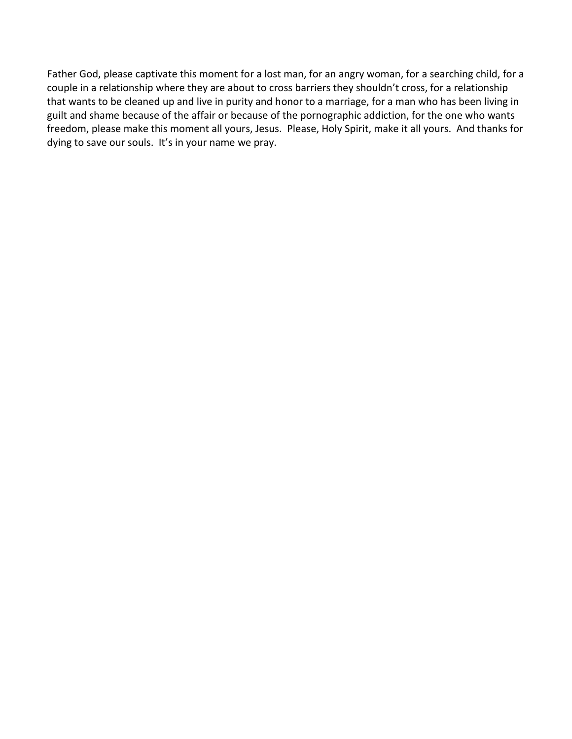Father God, please captivate this moment for a lost man, for an angry woman, for a searching child, for a couple in a relationship where they are about to cross barriers they shouldn't cross, for a relationship that wants to be cleaned up and live in purity and honor to a marriage, for a man who has been living in guilt and shame because of the affair or because of the pornographic addiction, for the one who wants freedom, please make this moment all yours, Jesus. Please, Holy Spirit, make it all yours. And thanks for dying to save our souls. It's in your name we pray.